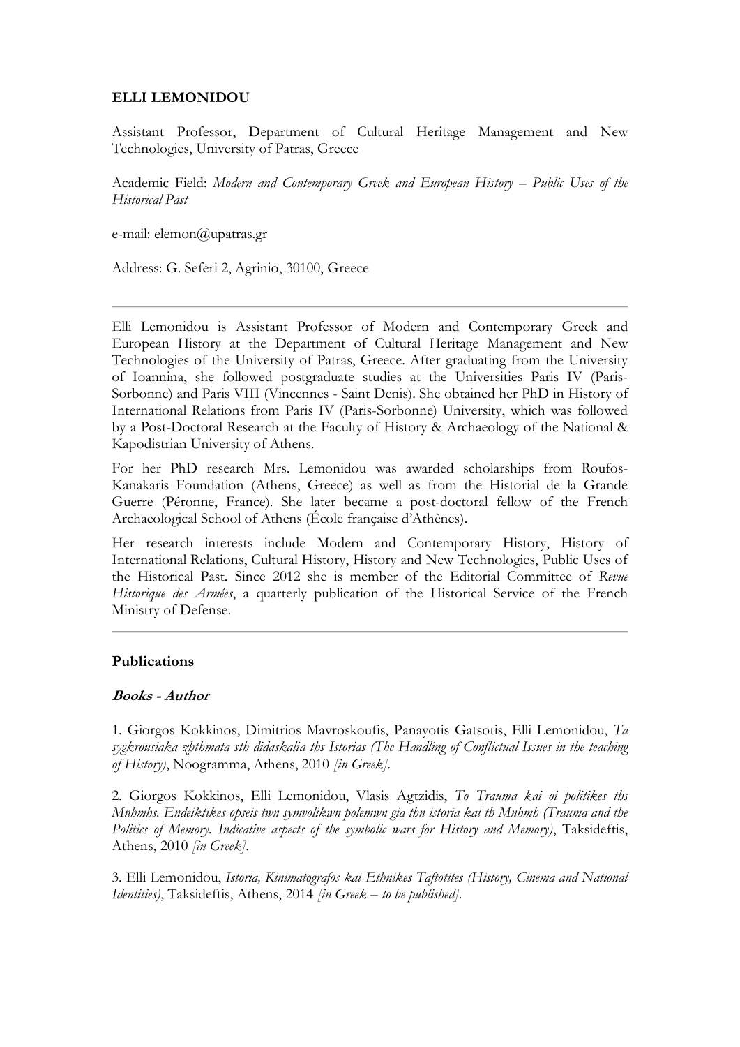**ELLI LEMONIDOU**

Assistant Professor, Department of Cultural Heritage Management and New Technologies, University of Patras, Greece

Academic Field: *Modern and Contemporary Greek and European History – Public Uses of the Historical Past*

e-mail: elemon@upatras.gr

Address: G. Seferi 2, Agrinio, 30100, Greece

---

Elli Lemonidou is Assistant Professor of Modern and Contemporary Greek and European History at the Department of Cultural Heritage Management and New Technologies of the University of Patras, Greece. After graduating from the University of Ioannina, she followed postgraduate studies at the Universities Paris IV (Paris-Sorbonne) and Paris VIII (Vincennes - Saint Denis). She obtained her PhD in History of International Relations from Paris IV (Paris-Sorbonne) University, which was followed by a Post-Doctoral Research at the Faculty of History & Archaeology of the National & Kapodistrian University of Athens.

For her PhD research Mrs. Lemonidou was awarded scholarships from Roufos-Kanakaris Foundation (Athens, Greece) as well as from the Historial de la Grande Guerre (Péronne, France). She later became a post-doctoral fellow of the French Archaeological School of Athens (École française d'Athènes).

Her research interests include Modern and Contemporary History, History of International Relations, Cultural History, History and New Technologies, Public Uses of the Historical Past. Since 2012 she is member of the Editorial Committee of *Revue Historique des Armées*, a quarterly publication of the Historical Service of the French Ministry of Defense.

---

## Publications

### *Books - Author*

1. Giorgos Kokkinos, Dimitrios Mavroskoufis, Panayotis Gatsotis, Elli Lemonidou, *Ta sygkrousiaka zhthmata sth didaskalia ths Istorias (The Handling of Conflictual Issues in the teaching of History)*, Noogramma, Athens, 2010 *[in Greek]*.

2. Giorgos Kokkinos, Elli Lemonidou, Vlasis Agtzidis, *To Trauma kai oi politikes ths Mnhmhs. Endeiktikes opseis twn symvolikwn polemwn gia thn istoria kai th Mnhmh (Trauma and the Politics of Memory. Indicative aspects of the symbolic wars for History and Memory)*, Taksideftis, Athens, 2010 *[in Greek]*.

3. Elli Lemonidou, *Istoria, Kinimatografos kai Ethnikes Taftotites (History, Cinema and National Identities)*, Taksideftis, Athens, 2014 *[in Greek – to be published]*.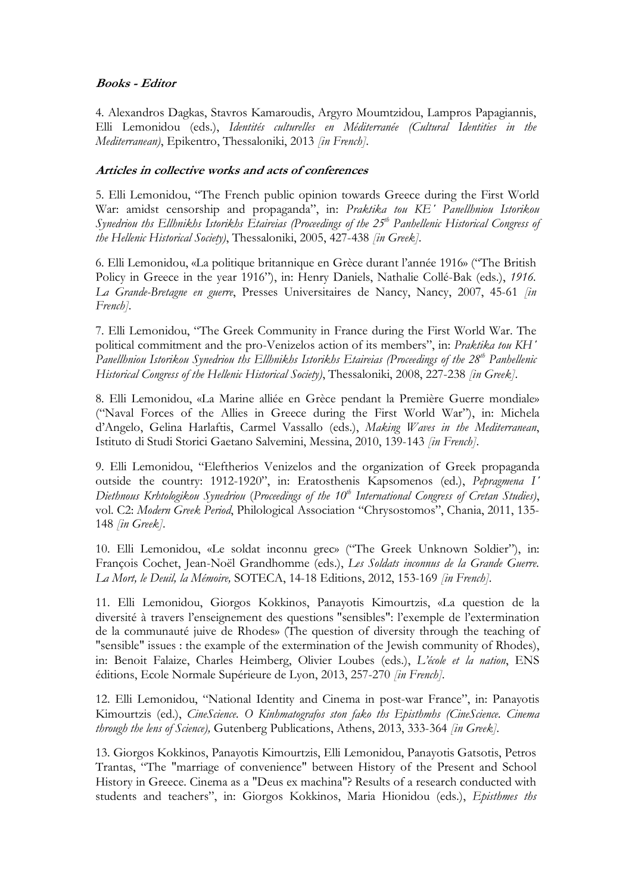***Books - Editor***

4. Alexandros Dagkas, Stavros Kamaroudis, Argyro Moumtzidou, Lampros Papagiannis, Elli Lemonidou (eds.), *Identités culturelles en Méditerranée (Cultural Identities in the Mediterranean)*, Epikentro, Thessaloniki, 2013 *[in French]*.

***Articles in collective works and acts of conferences***

5. Elli Lemonidou, "The French public opinion towards Greece during the First World War: amidst censorship and propaganda", in: *Praktika tou KE΄ Panellhniou Istorikou Synedriou ths Ellhnikhs Istorikhs Etaireias (Proceedings of the 25th Panhellenic Historical Congress of the Hellenic Historical Society)*, Thessaloniki, 2005, 427-438 *[in Greek]*.

6. Elli Lemonidou, «La politique britannique en Grèce durant l'année 1916» ("The British Policy in Greece in the year 1916"), in: Henry Daniels, Nathalie Collé-Bak (eds.), *1916. La Grande-Bretagne en guerre*, Presses Universitaires de Nancy, Nancy, 2007, 45-61 *[in French]*.

7. Elli Lemonidou, "The Greek Community in France during the First World War. The political commitment and the pro-Venizelos action of its members", in: *Praktika tou KH΄ Panellhniou Istorikou Synedriou ths Ellhnikhs Istorikhs Etaireias (Proceedings of the 28th Panhellenic Historical Congress of the Hellenic Historical Society)*, Thessaloniki, 2008, 227-238 *[in Greek]*.

8. Elli Lemonidou, «La Marine alliée en Grèce pendant la Première Guerre mondiale» ("Naval Forces of the Allies in Greece during the First World War"), in: Michela d'Angelo, Gelina Harlaftis, Carmel Vassallo (eds.), *Making Waves in the Mediterranean*, Istituto di Studi Storici Gaetano Salvemini, Messina, 2010, 139-143 *[in French]*.

9. Elli Lemonidou, "Eleftherios Venizelos and the organization of Greek propaganda outside the country: 1912-1920", in: Eratosthenis Kapsomenos (ed.), *Pepragmena I΄ Diethnous Krhtologikou Synedriou* (*Proceedings of the 10th International Congress of Cretan Studies)*, vol. C2: *Modern Greek Period*, Philological Association "Chrysostomos", Chania, 2011, 135-148 *[in Greek]*.

10. Elli Lemonidou, «Le soldat inconnu grec» ("The Greek Unknown Soldier"), in: François Cochet, Jean-Noël Grandhomme (eds.), *Les Soldats inconnus de la Grande Guerre. La Mort, le Deuil, la Mémoire,* SOTECA, 14-18 Editions, 2012, 153-169 *[in French]*.

11. Elli Lemonidou, Giorgos Kokkinos, Panayotis Kimourtzis, «La question de la diversité à travers l'enseignement des questions "sensibles": l'exemple de l'extermination de la communauté juive de Rhodes» (The question of diversity through the teaching of "sensible" issues : the example of the extermination of the Jewish community of Rhodes), in: Benoit Falaize, Charles Heimberg, Olivier Loubes (eds.), *L'école et la nation*, ENS éditions, Ecole Normale Supérieure de Lyon, 2013, 257-270 *[in French]*.

12. Elli Lemonidou, "National Identity and Cinema in post-war France", in: Panayotis Kimourtzis (ed.), *CineScience. O Kinhmatografos ston fako ths Episthmhs (CineScience. Cinema through the lens of Science),* Gutenberg Publications, Athens, 2013, 333-364 *[in Greek]*.

13. Giorgos Kokkinos, Panayotis Kimourtzis, Elli Lemonidou, Panayotis Gatsotis, Petros Trantas, "The "marriage of convenience" between History of the Present and School History in Greece. Cinema as a "Deus ex machina"? Results of a research conducted with students and teachers", in: Giorgos Kokkinos, Maria Hionidou (eds.), *Episthmes ths*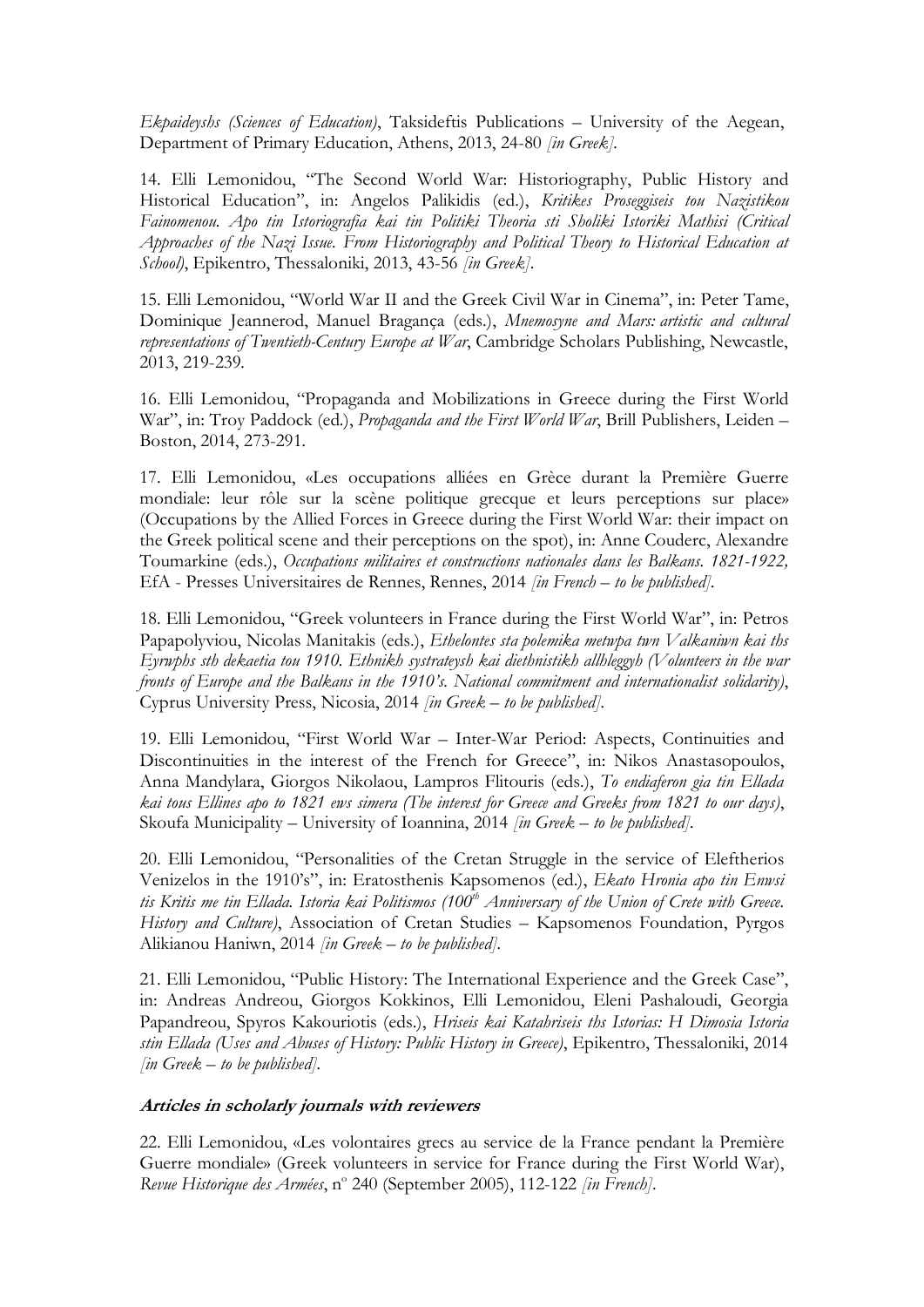*Ekpaideyshs (Sciences of Education)*, Taksideftis Publications – University of the Aegean, Department of Primary Education, Athens, 2013, 24-80 *[in Greek]*.

14. Elli Lemonidou, "The Second World War: Historiography, Public History and Historical Education", in: Angelos Palikidis (ed.), *Kritikes Proseggiseis tou Nazistikou Fainomenou. Apo tin Istoriografia kai tin Politiki Theoria sti Sholiki Istoriki Mathisi (Critical Approaches of the Nazi Issue. From Historiography and Political Theory to Historical Education at School)*, Epikentro, Thessaloniki, 2013, 43-56 *[in Greek]*.

15. Elli Lemonidou, "World War II and the Greek Civil War in Cinema", in: Peter Tame, Dominique Jeannerod, Manuel Bragança (eds.), *Mnemosyne and Mars: artistic and cultural representations of Twentieth-Century Europe at War*, Cambridge Scholars Publishing, Newcastle, 2013, 219-239.

16. Elli Lemonidou, "Propaganda and Mobilizations in Greece during the First World War", in: Troy Paddock (ed.), *Propaganda and the First World War*, Brill Publishers, Leiden – Boston, 2014, 273-291.

17. Elli Lemonidou, «Les occupations alliées en Grèce durant la Première Guerre mondiale: leur rôle sur la scène politique grecque et leurs perceptions sur place» (Occupations by the Allied Forces in Greece during the First World War: their impact on the Greek political scene and their perceptions on the spot), in: Anne Couderc, Alexandre Toumarkine (eds.), *Occupations militaires et constructions nationales dans les Balkans. 1821-1922,* EfA - Presses Universitaires de Rennes, Rennes, 2014 *[in French – to be published]*.

18. Elli Lemonidou, "Greek volunteers in France during the First World War", in: Petros Papapolyviou, Nicolas Manitakis (eds.), *Ethelontes sta polemika metwpa twn Valkaniwn kai ths Eyrwphs sth dekaetia tou 1910. Ethnikh systrateysh kai diethnistikh allhleggyh (Volunteers in the war fronts of Europe and the Balkans in the 1910's. National commitment and internationalist solidarity)*, Cyprus University Press, Nicosia, 2014 *[in Greek – to be published]*.

19. Elli Lemonidou, "First World War – Inter-War Period: Aspects, Continuities and Discontinuities in the interest of the French for Greece", in: Nikos Anastasopoulos, Anna Mandylara, Giorgos Nikolaou, Lampros Flitouris (eds.), *To endiaferon gia tin Ellada kai tous Ellines apo to 1821 ews simera (The interest for Greece and Greeks from 1821 to our days)*, Skoufa Municipality – University of Ioannina, 2014 *[in Greek – to be published]*.

20. Elli Lemonidou, "Personalities of the Cretan Struggle in the service of Eleftherios Venizelos in the 1910's", in: Eratosthenis Kapsomenos (ed.), *Ekato Hronia apo tin Enwsi tis Kritis me tin Ellada. Istoria kai Politismos (100th Anniversary of the Union of Crete with Greece. History and Culture)*, Association of Cretan Studies – Kapsomenos Foundation, Pyrgos Alikianou Haniwn, 2014 *[in Greek – to be published]*.

21. Elli Lemonidou, "Public History: The International Experience and the Greek Case", in: Andreas Andreou, Giorgos Kokkinos, Elli Lemonidou, Eleni Pashaloudi, Georgia Papandreou, Spyros Kakouriotis (eds.), *Hriseis kai Katahriseis ths Istorias: H Dimosia Istoria stin Ellada (Uses and Abuses of History: Public History in Greece)*, Epikentro, Thessaloniki, 2014 *[in Greek – to be published]*.

***Articles in scholarly journals with reviewers***

22. Elli Lemonidou, «Les volontaires grecs au service de la France pendant la Première Guerre mondiale» (Greek volunteers in service for France during the First World War), *Revue Historique des Armées*, nº 240 (September 2005), 112-122 *[in French]*.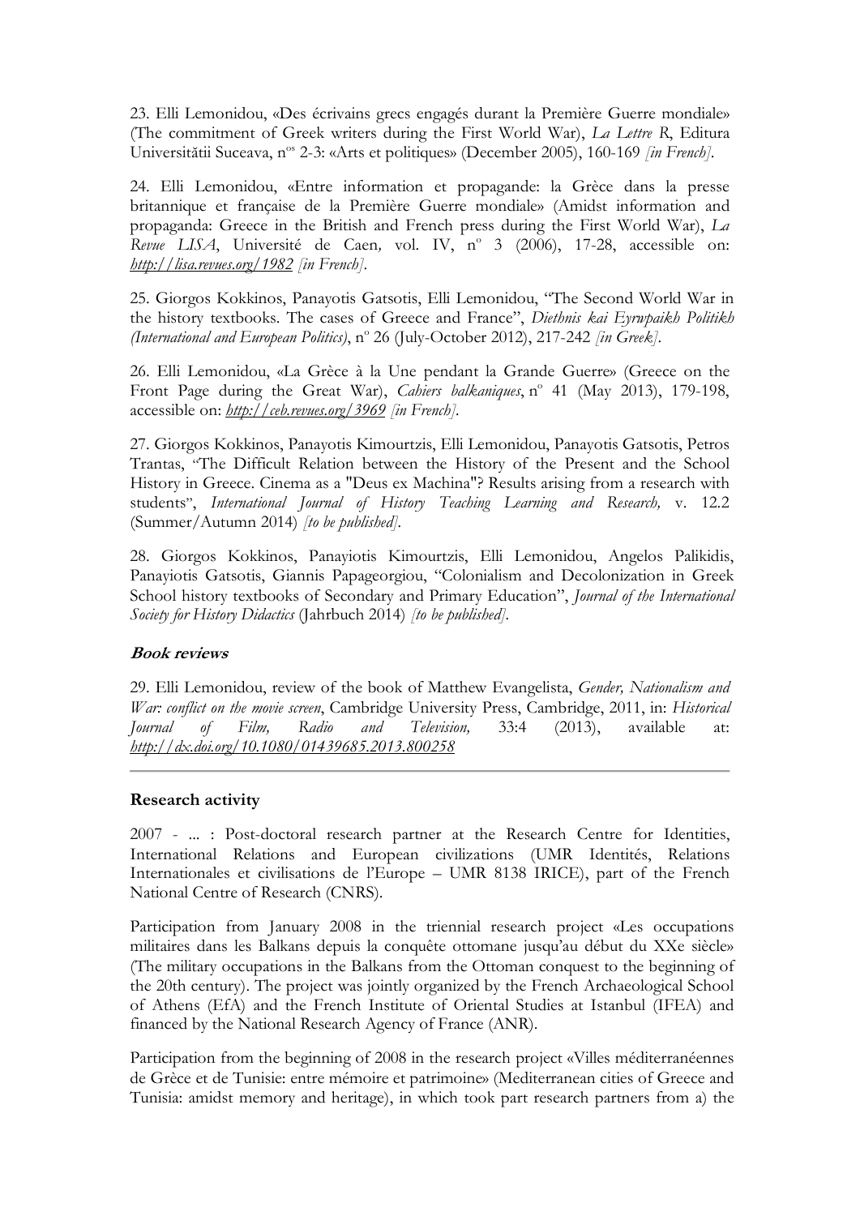23. Elli Lemonidou, «Des écrivains grecs engagés durant la Première Guerre mondiale» (The commitment of Greek writers during the First World War), *La Lettre R*, Editura Universităţii Suceava, n$^{os}$ 2-3: «Arts et politiques» (December 2005), 160-169 *[in French]*.

24. Elli Lemonidou, «Entre information et propagande: la Grèce dans la presse britannique et française de la Première Guerre mondiale» (Amidst information and propaganda: Greece in the British and French press during the First World War), *La Revue LISA*, Université de Caen, vol. IV, n$^{o}$ 3 (2006), 17-28, accessible on: *http://lisa.revues.org/1982* *[in French]*.

25. Giorgos Kokkinos, Panayotis Gatsotis, Elli Lemonidou, "The Second World War in the history textbooks. The cases of Greece and France", *Diethnis kai Eyrwpaikh Politikh (International and European Politics)*, n$^{o}$ 26 (July-October 2012), 217-242 *[in Greek]*.

26. Elli Lemonidou, «La Grèce à la Une pendant la Grande Guerre» (Greece on the Front Page during the Great War), *Cahiers balkaniques*, n$^{o}$ 41 (May 2013), 179-198, accessible on: *http://ceb.revues.org/3969* *[in French]*.

27. Giorgos Kokkinos, Panayotis Kimourtzis, Elli Lemonidou, Panayotis Gatsotis, Petros Trantas, "The Difficult Relation between the History of the Present and the School History in Greece. Cinema as a "Deus ex Machina"? Results arising from a research with students", *International Journal of History Teaching Learning and Research,* v. 12.2 (Summer/Autumn 2014) *[to be published]*.

28. Giorgos Kokkinos, Panayiotis Kimourtzis, Elli Lemonidou, Angelos Palikidis, Panayiotis Gatsotis, Giannis Papageorgiou, "Colonialism and Decolonization in Greek School history textbooks of Secondary and Primary Education", *Journal of the International Society for History Didactics* (Jahrbuch 2014) *[to be published]*.

### *Book reviews*

29. Elli Lemonidou, review of the book of Matthew Evangelista, *Gender, Nationalism and War: conflict on the movie screen*, Cambridge University Press, Cambridge, 2011, in: *Historical Journal of Film, Radio and Television,* 33:4 (2013), available at: *http://dx.doi.org/10.1080/01439685.2013.800258*

---

### Research activity

2007 - ... : Post-doctoral research partner at the Research Centre for Identities, International Relations and European civilizations (UMR Identités, Relations Internationales et civilisations de l'Europe – UMR 8138 IRICE), part of the French National Centre of Research (CNRS).

Participation from January 2008 in the triennial research project «Les occupations militaires dans les Balkans depuis la conquête ottomane jusqu'au début du XXe siècle» (The military occupations in the Balkans from the Ottoman conquest to the beginning of the 20th century). The project was jointly organized by the French Archaeological School of Athens (EfA) and the French Institute of Oriental Studies at Istanbul (IFEA) and financed by the National Research Agency of France (ANR).

Participation from the beginning of 2008 in the research project «Villes méditerranéennes de Grèce et de Tunisie: entre mémoire et patrimoine» (Mediterranean cities of Greece and Tunisia: amidst memory and heritage), in which took part research partners from a) the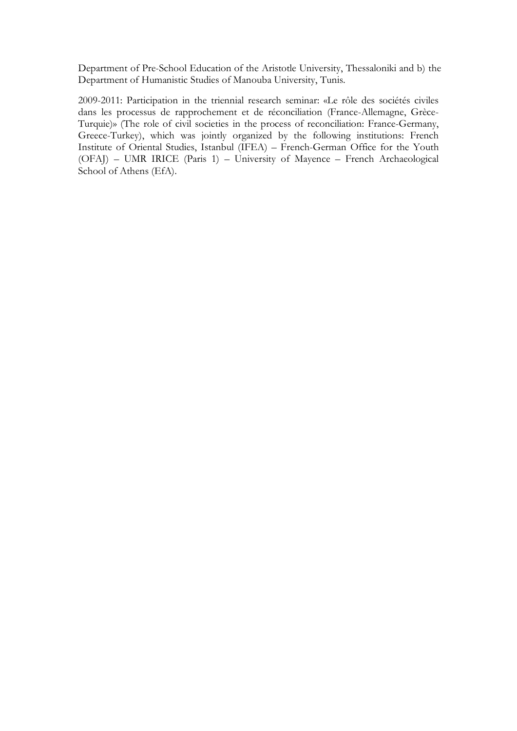Department of Pre-School Education of the Aristotle University, Thessaloniki and b) the Department of Humanistic Studies of Manouba University, Tunis.

2009-2011: Participation in the triennial research seminar: «Le rôle des sociétés civiles dans les processus de rapprochement et de réconciliation (France-Allemagne, Grèce-Turquie)» (The role of civil societies in the process of reconciliation: France-Germany, Greece-Turkey), which was jointly organized by the following institutions: French Institute of Oriental Studies, Istanbul (IFEA) – French-German Office for the Youth (OFAJ) – UMR IRICE (Paris 1) – University of Mayence – French Archaeological School of Athens (EfA).